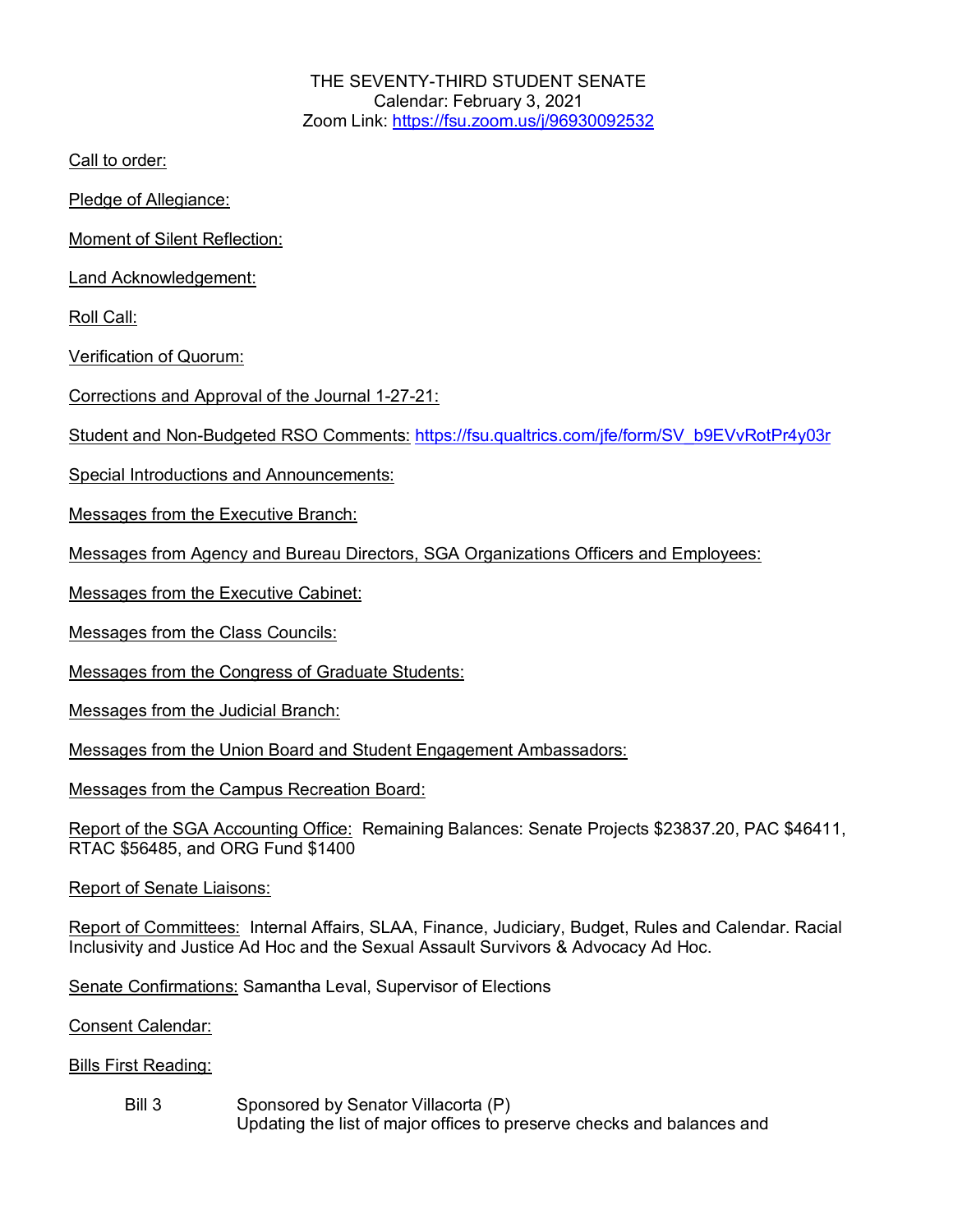THE SEVENTY-THIRD STUDENT SENATE
Calendar: February 3, 2021
Zoom Link: https://fsu.zoom.us/j/96930092532

Call to order:

Pledge of Allegiance:

Moment of Silent Reflection:

Land Acknowledgement:

Roll Call:

Verification of Quorum:

Corrections and Approval of the Journal 1-27-21:

Student and Non-Budgeted RSO Comments: https://fsu.qualtrics.com/jfe/form/SV_b9EVvRotPr4y03r

Special Introductions and Announcements:

Messages from the Executive Branch:

Messages from Agency and Bureau Directors, SGA Organizations Officers and Employees:

Messages from the Executive Cabinet:

Messages from the Class Councils:

Messages from the Congress of Graduate Students:

Messages from the Judicial Branch:

Messages from the Union Board and Student Engagement Ambassadors:

Messages from the Campus Recreation Board:

Report of the SGA Accounting Office: Remaining Balances: Senate Projects $23837.20, PAC $46411, RTAC $56485, and ORG Fund $1400

Report of Senate Liaisons:

Report of Committees: Internal Affairs, SLAA, Finance, Judiciary, Budget, Rules and Calendar. Racial Inclusivity and Justice Ad Hoc and the Sexual Assault Survivors & Advocacy Ad Hoc.

Senate Confirmations: Samantha Leval, Supervisor of Elections

Consent Calendar:

Bills First Reading:

Bill 3 Sponsored by Senator Villacorta (P)
Updating the list of major offices to preserve checks and balances and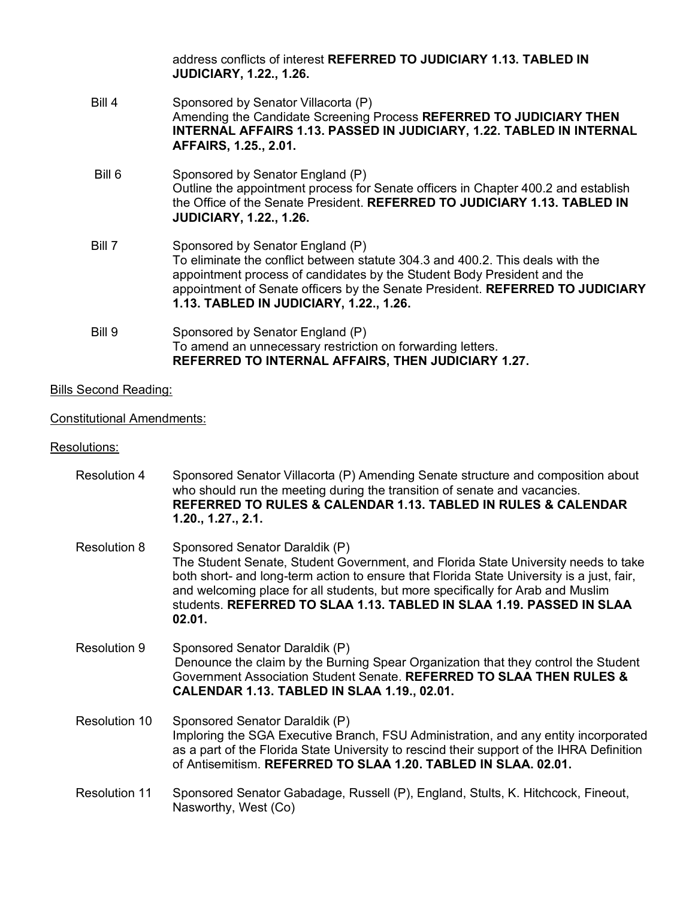address conflicts of interest **REFERRED TO JUDICIARY 1.13. TABLED IN JUDICIARY, 1.22., 1.26.**

Bill 4 — Sponsored by Senator Villacorta (P)
Amending the Candidate Screening Process **REFERRED TO JUDICIARY THEN INTERNAL AFFAIRS 1.13. PASSED IN JUDICIARY, 1.22. TABLED IN INTERNAL AFFAIRS, 1.25., 2.01.**

Bill 6 — Sponsored by Senator England (P)
Outline the appointment process for Senate officers in Chapter 400.2 and establish the Office of the Senate President. **REFERRED TO JUDICIARY 1.13. TABLED IN JUDICIARY, 1.22., 1.26.**

Bill 7 — Sponsored by Senator England (P)
To eliminate the conflict between statute 304.3 and 400.2. This deals with the appointment process of candidates by the Student Body President and the appointment of Senate officers by the Senate President. **REFERRED TO JUDICIARY 1.13. TABLED IN JUDICIARY, 1.22., 1.26.**

Bill 9 — Sponsored by Senator England (P)
To amend an unnecessary restriction on forwarding letters.
**REFERRED TO INTERNAL AFFAIRS, THEN JUDICIARY 1.27.**

Bills Second Reading:

Constitutional Amendments:

Resolutions:

Resolution 4 — Sponsored Senator Villacorta (P) Amending Senate structure and composition about who should run the meeting during the transition of senate and vacancies.
**REFERRED TO RULES & CALENDAR 1.13. TABLED IN RULES & CALENDAR 1.20., 1.27., 2.1.**

Resolution 8 — Sponsored Senator Daraldik (P)
The Student Senate, Student Government, and Florida State University needs to take both short- and long-term action to ensure that Florida State University is a just, fair, and welcoming place for all students, but more specifically for Arab and Muslim students. **REFERRED TO SLAA 1.13. TABLED IN SLAA 1.19. PASSED IN SLAA 02.01.**

Resolution 9 — Sponsored Senator Daraldik (P)
Denounce the claim by the Burning Spear Organization that they control the Student Government Association Student Senate. **REFERRED TO SLAA THEN RULES & CALENDAR 1.13. TABLED IN SLAA 1.19., 02.01.**

Resolution 10 — Sponsored Senator Daraldik (P)
Imploring the SGA Executive Branch, FSU Administration, and any entity incorporated as a part of the Florida State University to rescind their support of the IHRA Definition of Antisemitism. **REFERRED TO SLAA 1.20. TABLED IN SLAA. 02.01.**

Resolution 11 — Sponsored Senator Gabadage, Russell (P), England, Stults, K. Hitchcock, Fineout, Nasworthy, West (Co)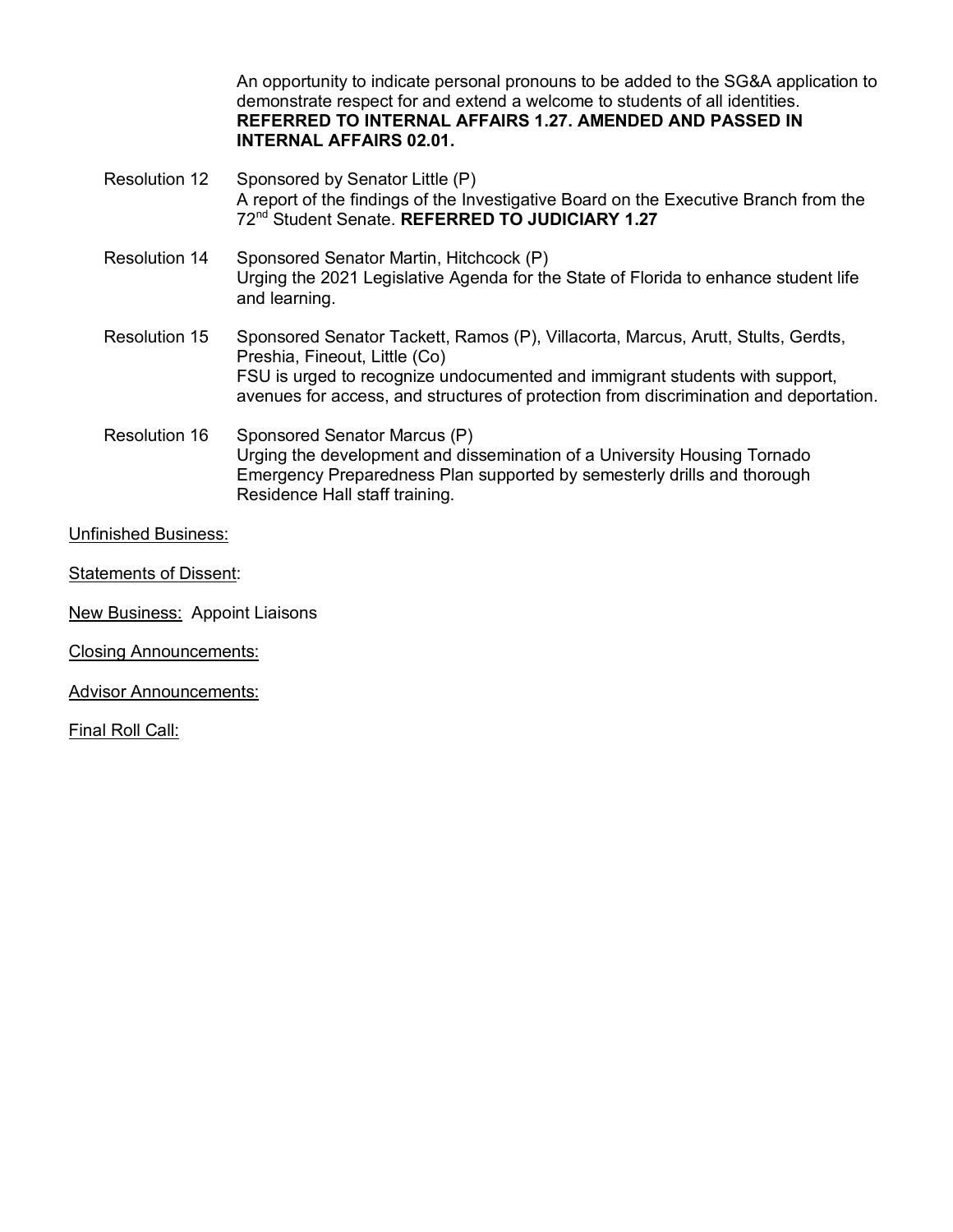An opportunity to indicate personal pronouns to be added to the SG&A application to demonstrate respect for and extend a welcome to students of all identities. **REFERRED TO INTERNAL AFFAIRS 1.27. AMENDED AND PASSED IN INTERNAL AFFAIRS 02.01.**

Resolution 12 — Sponsored by Senator Little (P)
A report of the findings of the Investigative Board on the Executive Branch from the 72nd Student Senate. **REFERRED TO JUDICIARY 1.27**

Resolution 14 — Sponsored Senator Martin, Hitchcock (P)
Urging the 2021 Legislative Agenda for the State of Florida to enhance student life and learning.

Resolution 15 — Sponsored Senator Tackett, Ramos (P), Villacorta, Marcus, Arutt, Stults, Gerdts, Preshia, Fineout, Little (Co)
FSU is urged to recognize undocumented and immigrant students with support, avenues for access, and structures of protection from discrimination and deportation.

Resolution 16 — Sponsored Senator Marcus (P)
Urging the development and dissemination of a University Housing Tornado Emergency Preparedness Plan supported by semesterly drills and thorough Residence Hall staff training.

Unfinished Business:

Statements of Dissent:

New Business: Appoint Liaisons

Closing Announcements:

Advisor Announcements:

Final Roll Call: